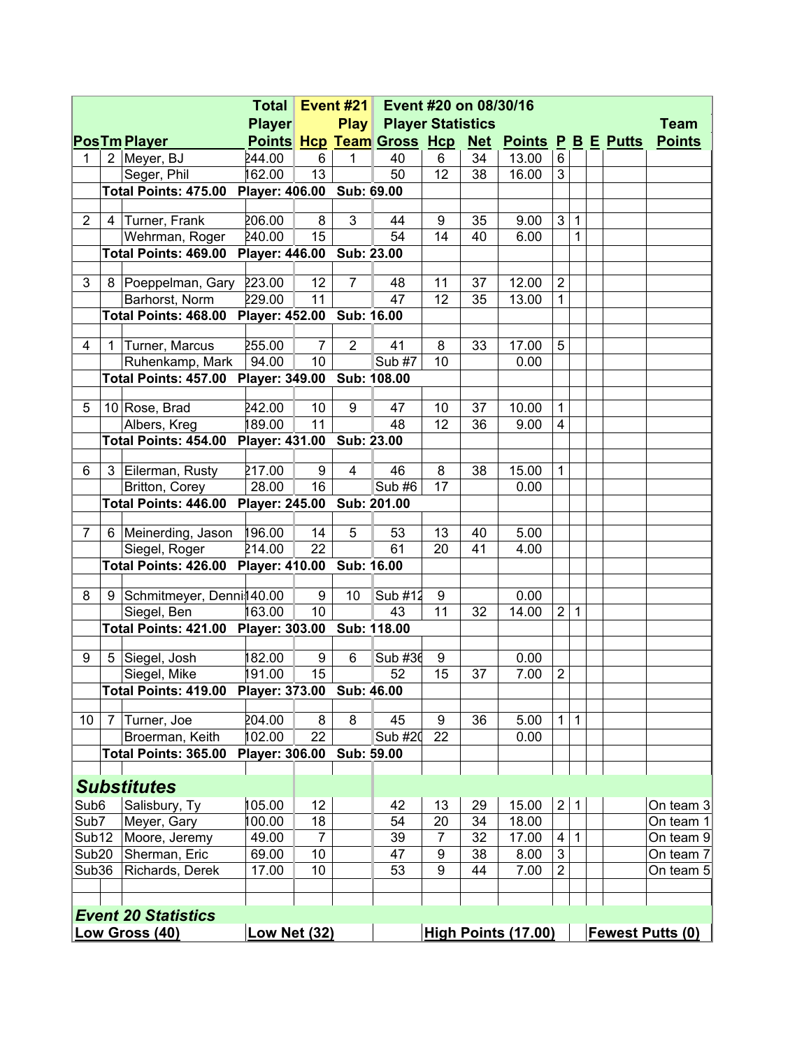| Pos | Tm | Player | Total Player Points | Event #21 Hcp | Play Team | Event #20 on 08/30/16 Player Statistics Gross | Hcp | Net | Points | P | B | E | Putts | Team Points |
|---|---|---|---|---|---|---|---|---|---|---|---|---|---|---|
| 1 | 2 | Meyer, BJ | 244.00 | 6 | 1 | 40 | 6 | 34 | 13.00 | 6 | | | | |
| | | Seger, Phil | 162.00 | 13 | | 50 | 12 | 38 | 16.00 | 3 | | | | |
| | Total Points: 475.00 | | Player: 406.00 | | Sub: 69.00 | | | | | | | | | |
| 2 | 4 | Turner, Frank | 206.00 | 8 | 3 | 44 | 9 | 35 | 9.00 | 3 | 1 | | | |
| | | Wehrman, Roger | 240.00 | 15 | | 54 | 14 | 40 | 6.00 | | 1 | | | |
| | Total Points: 469.00 | | Player: 446.00 | | Sub: 23.00 | | | | | | | | | |
| 3 | 8 | Poeppelman, Gary | 223.00 | 12 | 7 | 48 | 11 | 37 | 12.00 | 2 | | | | |
| | | Barhorst, Norm | 229.00 | 11 | | 47 | 12 | 35 | 13.00 | 1 | | | | |
| | Total Points: 468.00 | | Player: 452.00 | | Sub: 16.00 | | | | | | | | | |
| 4 | 1 | Turner, Marcus | 255.00 | 7 | 2 | 41 | 8 | 33 | 17.00 | 5 | | | | |
| | | Ruhenkamp, Mark | 94.00 | 10 | | Sub #7 | 10 | | 0.00 | | | | | |
| | Total Points: 457.00 | | Player: 349.00 | | Sub: 108.00 | | | | | | | | | |
| 5 | 10 | Rose, Brad | 242.00 | 10 | 9 | 47 | 10 | 37 | 10.00 | 1 | | | | |
| | | Albers, Kreg | 189.00 | 11 | | 48 | 12 | 36 | 9.00 | 4 | | | | |
| | Total Points: 454.00 | | Player: 431.00 | | Sub: 23.00 | | | | | | | | | |
| 6 | 3 | Eilerman, Rusty | 217.00 | 9 | 4 | 46 | 8 | 38 | 15.00 | 1 | | | | |
| | | Britton, Corey | 28.00 | 16 | | Sub #6 | 17 | | 0.00 | | | | | |
| | Total Points: 446.00 | | Player: 245.00 | | Sub: 201.00 | | | | | | | | | |
| 7 | 6 | Meinerding, Jason | 196.00 | 14 | 5 | 53 | 13 | 40 | 5.00 | | | | | |
| | | Siegel, Roger | 214.00 | 22 | | 61 | 20 | 41 | 4.00 | | | | | |
| | Total Points: 426.00 | | Player: 410.00 | | Sub: 16.00 | | | | | | | | | |
| 8 | 9 | Schmitmeyer, Denni | 140.00 | 9 | 10 | Sub #12 | 9 | | 0.00 | | | | | |
| | | Siegel, Ben | 163.00 | 10 | | 43 | 11 | 32 | 14.00 | 2 | 1 | | | |
| | Total Points: 421.00 | | Player: 303.00 | | Sub: 118.00 | | | | | | | | | |
| 9 | 5 | Siegel, Josh | 182.00 | 9 | 6 | Sub #36 | 9 | | 0.00 | | | | | |
| | | Siegel, Mike | 191.00 | 15 | | 52 | 15 | 37 | 7.00 | 2 | | | | |
| | Total Points: 419.00 | | Player: 373.00 | | Sub: 46.00 | | | | | | | | | |
| 10 | 7 | Turner, Joe | 204.00 | 8 | 8 | 45 | 9 | 36 | 5.00 | 1 | 1 | | | |
| | | Broerman, Keith | 102.00 | 22 | | Sub #20 | 22 | | 0.00 | | | | | |
| | Total Points: 365.00 | | Player: 306.00 | | Sub: 59.00 | | | | | | | | | |

## *Substitutes*

| Sub | Player | Total Player Points | Hcp | Gross | Hcp | Net | Points | P | B | E | Putts | Team |
|---|---|---|---|---|---|---|---|---|---|---|---|---|
| Sub6 | Salisbury, Ty | 105.00 | 12 | 42 | 13 | 29 | 15.00 | 2 | 1 | | | On team 3 |
| Sub7 | Meyer, Gary | 100.00 | 18 | 54 | 20 | 34 | 18.00 | | | | | On team 1 |
| Sub12 | Moore, Jeremy | 49.00 | 7 | 39 | 7 | 32 | 17.00 | 4 | 1 | | | On team 9 |
| Sub20 | Sherman, Eric | 69.00 | 10 | 47 | 9 | 38 | 8.00 | 3 | | | | On team 7 |
| Sub36 | Richards, Derek | 17.00 | 10 | 53 | 9 | 44 | 7.00 | 2 | | | | On team 5 |

## *Event 20 Statistics*

| Low Gross (40) | Low Net (32) | High Points (17.00) | Fewest Putts (0) |
|---|---|---|---|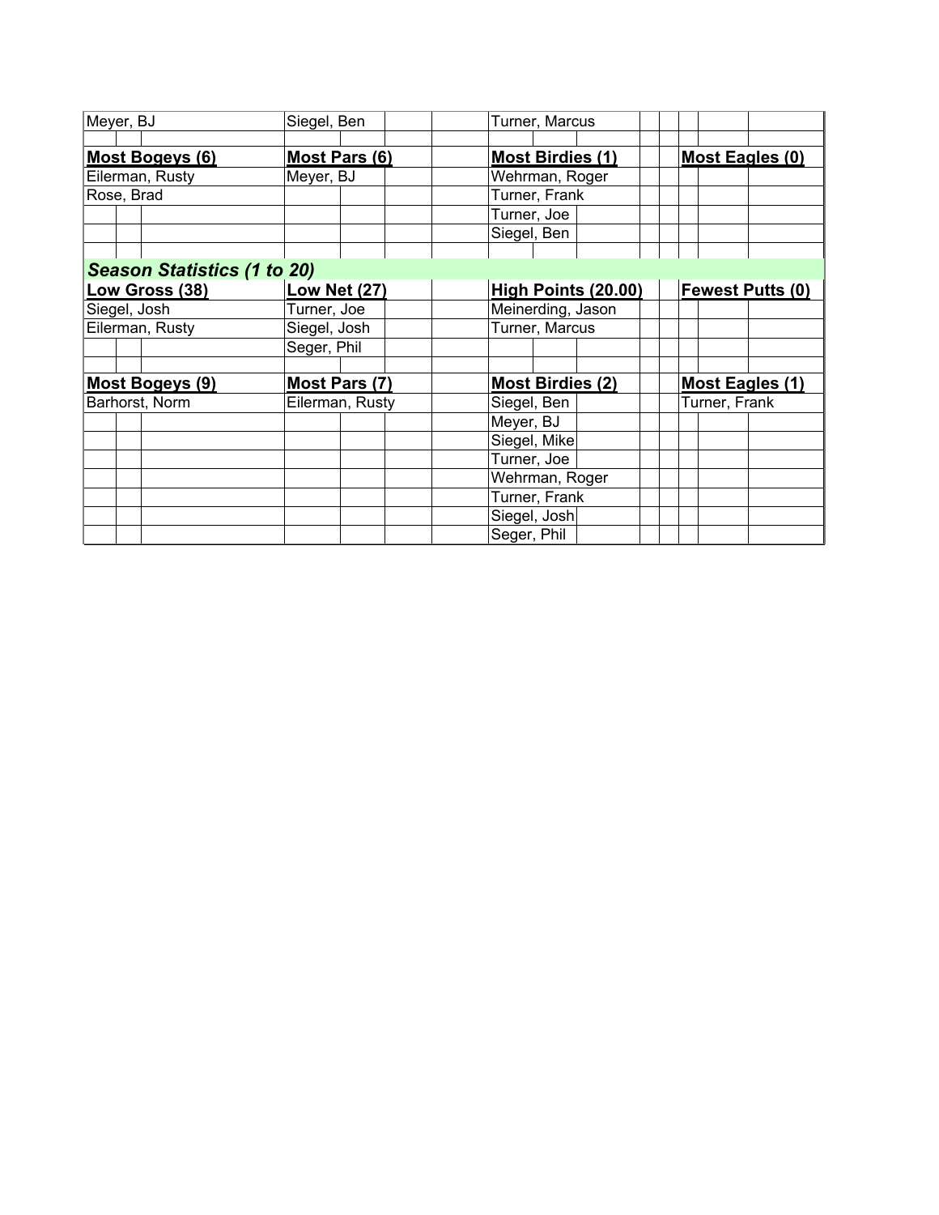| | | | |
|---|---|---|---|
| Meyer, BJ | Siegel, Ben | Turner, Marcus | |
| | | | |
| **Most Bogeys (6)** | **Most Pars (6)** | **Most Birdies (1)** | **Most Eagles (0)** |
| Eilerman, Rusty | Meyer, BJ | Wehrman, Roger | |
| Rose, Brad | | Turner, Frank | |
| | | Turner, Joe | |
| | | Siegel, Ben | |

## *Season Statistics (1 to 20)*

| **Low Gross (38)** | **Low Net (27)** | **High Points (20.00)** | **Fewest Putts (0)** |
|---|---|---|---|
| Siegel, Josh | Turner, Joe | Meinerding, Jason | |
| Eilerman, Rusty | Siegel, Josh | Turner, Marcus | |
| | Seger, Phil | | |

| **Most Bogeys (9)** | **Most Pars (7)** | **Most Birdies (2)** | **Most Eagles (1)** |
|---|---|---|---|
| Barhorst, Norm | Eilerman, Rusty | Siegel, Ben | Turner, Frank |
| | | Meyer, BJ | |
| | | Siegel, Mike | |
| | | Turner, Joe | |
| | | Wehrman, Roger | |
| | | Turner, Frank | |
| | | Siegel, Josh | |
| | | Seger, Phil | |